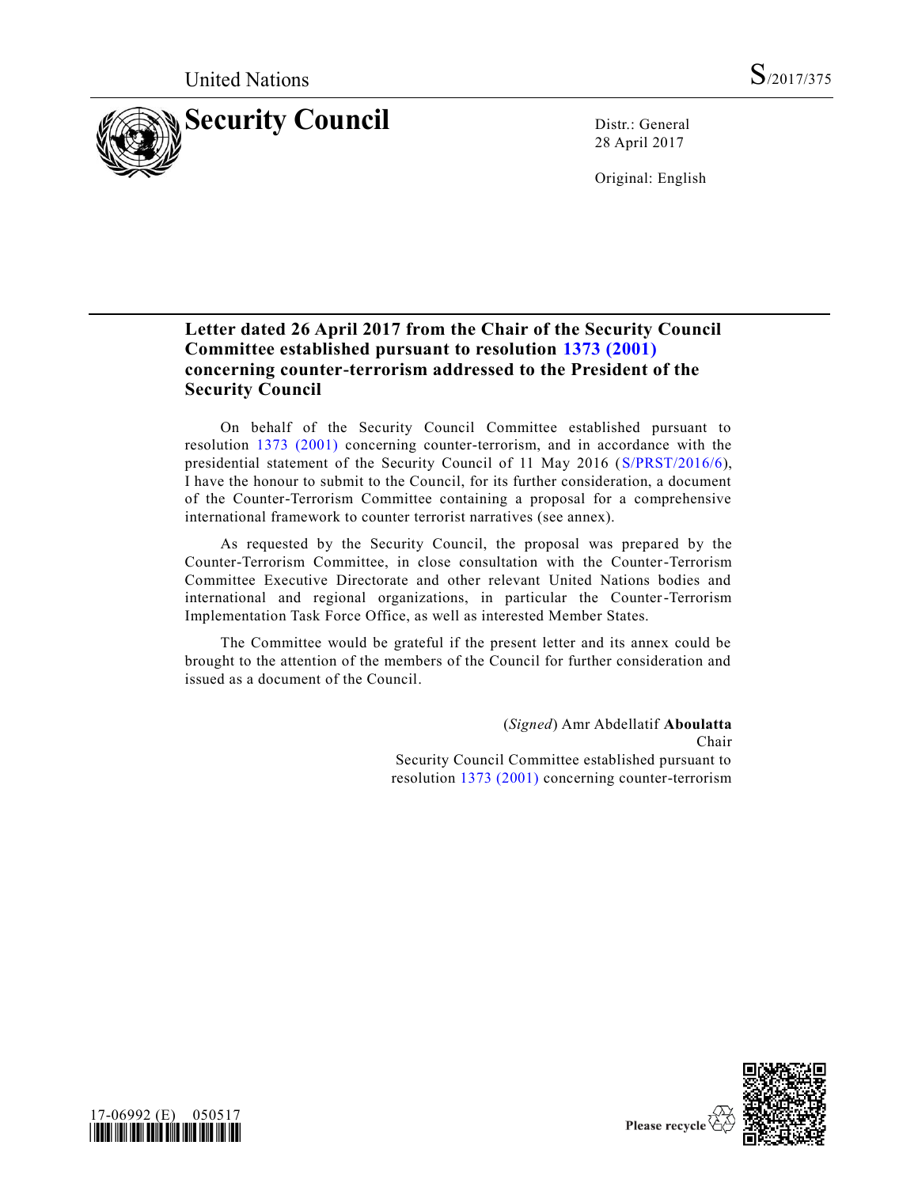United Nations S/2017/375

# Security Council

Distr.: General
28 April 2017

Original: English

## Letter dated 26 April 2017 from the Chair of the Security Council Committee established pursuant to resolution 1373 (2001) concerning counter-terrorism addressed to the President of the Security Council

On behalf of the Security Council Committee established pursuant to resolution 1373 (2001) concerning counter-terrorism, and in accordance with the presidential statement of the Security Council of 11 May 2016 (S/PRST/2016/6), I have the honour to submit to the Council, for its further consideration, a document of the Counter-Terrorism Committee containing a proposal for a comprehensive international framework to counter terrorist narratives (see annex).

As requested by the Security Council, the proposal was prepared by the Counter-Terrorism Committee, in close consultation with the Counter-Terrorism Committee Executive Directorate and other relevant United Nations bodies and international and regional organizations, in particular the Counter-Terrorism Implementation Task Force Office, as well as interested Member States.

The Committee would be grateful if the present letter and its annex could be brought to the attention of the members of the Council for further consideration and issued as a document of the Council.

(*Signed*) Amr Abdellatif **Aboulatta**
Chair
Security Council Committee established pursuant to resolution 1373 (2001) concerning counter-terrorism

17-06992 (E) 050517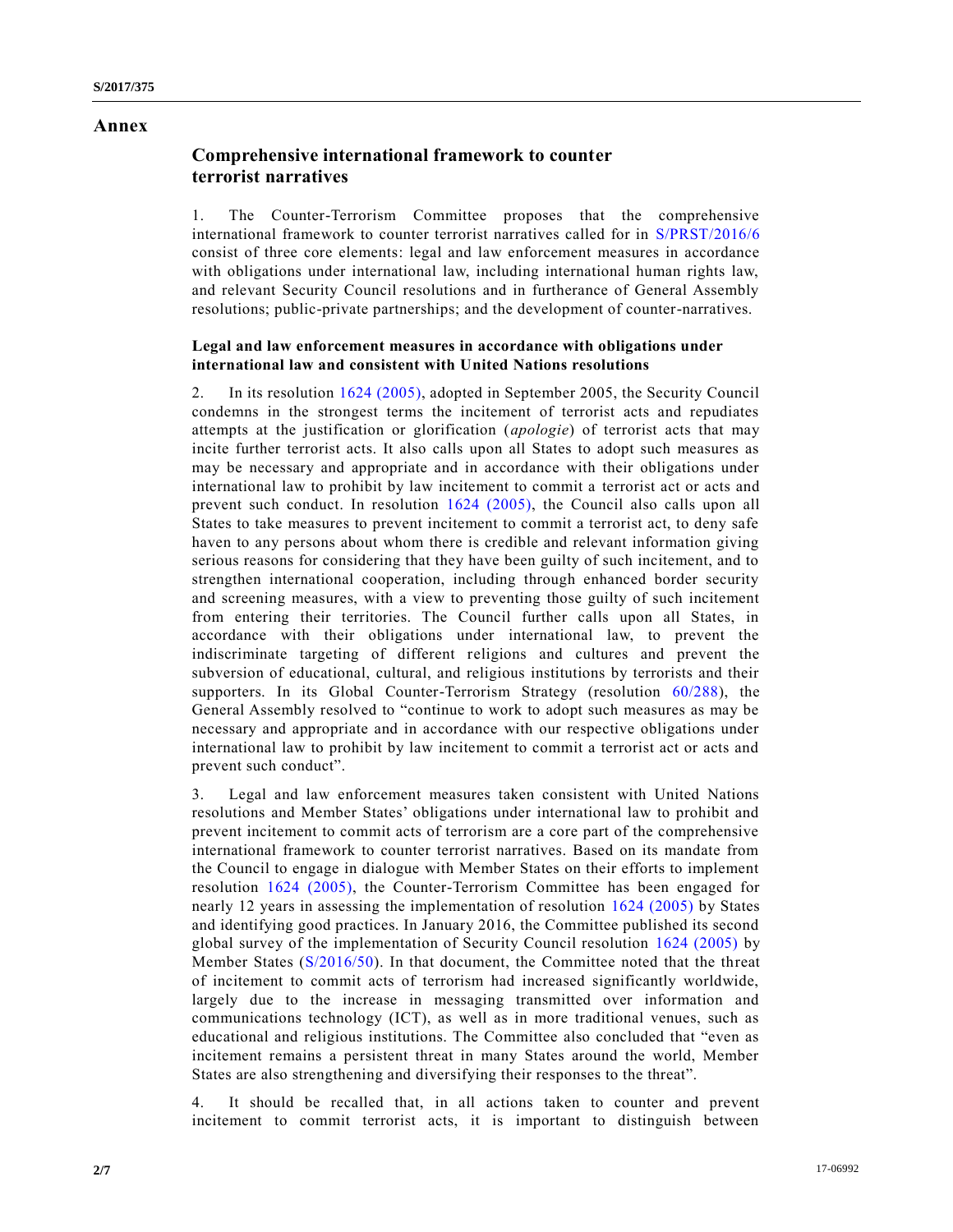# Annex

## Comprehensive international framework to counter terrorist narratives

1. The Counter-Terrorism Committee proposes that the comprehensive international framework to counter terrorist narratives called for in S/PRST/2016/6 consist of three core elements: legal and law enforcement measures in accordance with obligations under international law, including international human rights law, and relevant Security Council resolutions and in furtherance of General Assembly resolutions; public-private partnerships; and the development of counter-narratives.

### Legal and law enforcement measures in accordance with obligations under international law and consistent with United Nations resolutions

2. In its resolution 1624 (2005), adopted in September 2005, the Security Council condemns in the strongest terms the incitement of terrorist acts and repudiates attempts at the justification or glorification (*apologie*) of terrorist acts that may incite further terrorist acts. It also calls upon all States to adopt such measures as may be necessary and appropriate and in accordance with their obligations under international law to prohibit by law incitement to commit a terrorist act or acts and prevent such conduct. In resolution 1624 (2005), the Council also calls upon all States to take measures to prevent incitement to commit a terrorist act, to deny safe haven to any persons about whom there is credible and relevant information giving serious reasons for considering that they have been guilty of such incitement, and to strengthen international cooperation, including through enhanced border security and screening measures, with a view to preventing those guilty of such incitement from entering their territories. The Council further calls upon all States, in accordance with their obligations under international law, to prevent the indiscriminate targeting of different religions and cultures and prevent the subversion of educational, cultural, and religious institutions by terrorists and their supporters. In its Global Counter-Terrorism Strategy (resolution 60/288), the General Assembly resolved to "continue to work to adopt such measures as may be necessary and appropriate and in accordance with our respective obligations under international law to prohibit by law incitement to commit a terrorist act or acts and prevent such conduct".

3. Legal and law enforcement measures taken consistent with United Nations resolutions and Member States' obligations under international law to prohibit and prevent incitement to commit acts of terrorism are a core part of the comprehensive international framework to counter terrorist narratives. Based on its mandate from the Council to engage in dialogue with Member States on their efforts to implement resolution 1624 (2005), the Counter-Terrorism Committee has been engaged for nearly 12 years in assessing the implementation of resolution 1624 (2005) by States and identifying good practices. In January 2016, the Committee published its second global survey of the implementation of Security Council resolution 1624 (2005) by Member States (S/2016/50). In that document, the Committee noted that the threat of incitement to commit acts of terrorism had increased significantly worldwide, largely due to the increase in messaging transmitted over information and communications technology (ICT), as well as in more traditional venues, such as educational and religious institutions. The Committee also concluded that "even as incitement remains a persistent threat in many States around the world, Member States are also strengthening and diversifying their responses to the threat".

4. It should be recalled that, in all actions taken to counter and prevent incitement to commit terrorist acts, it is important to distinguish between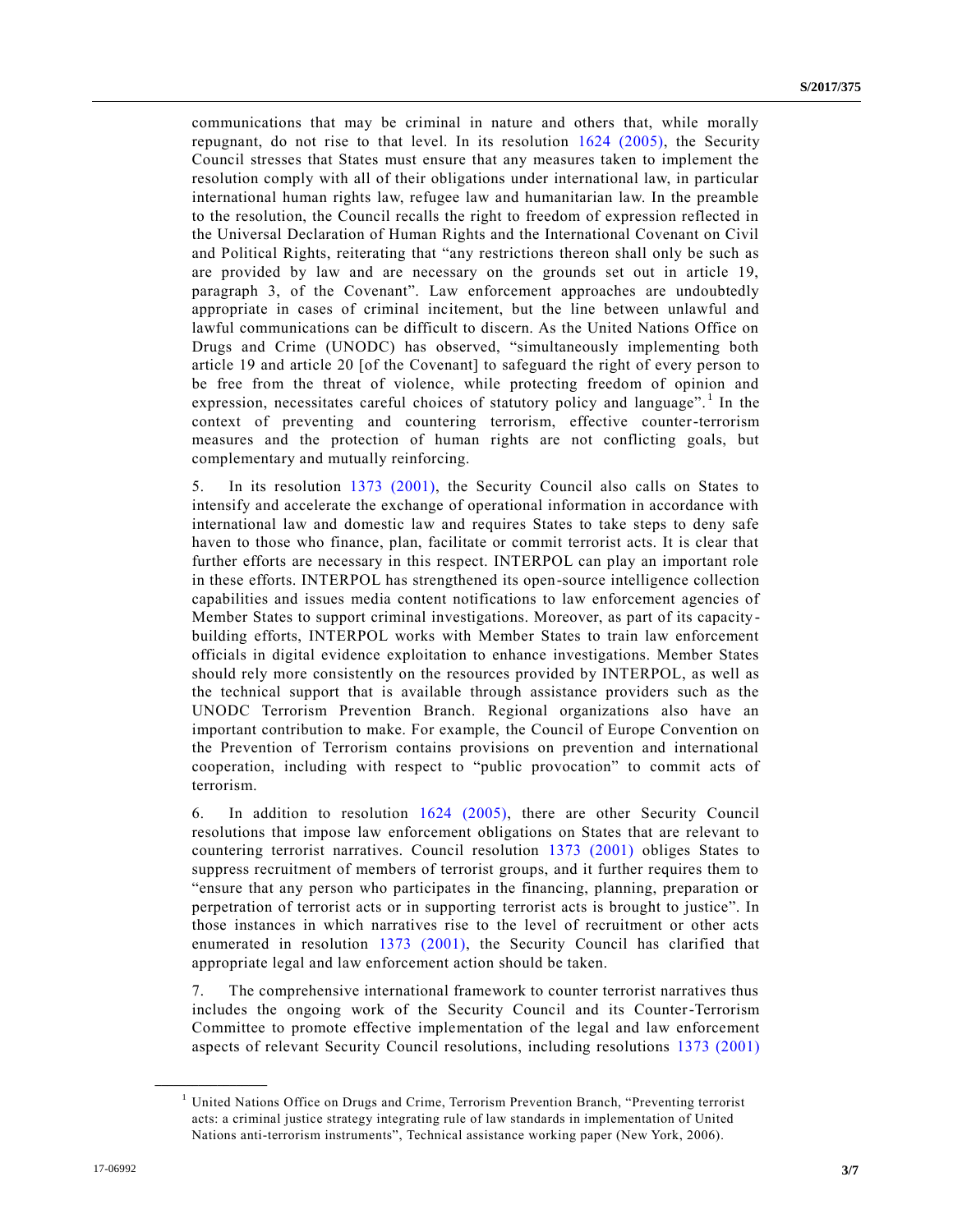communications that may be criminal in nature and others that, while morally repugnant, do not rise to that level. In its resolution 1624 (2005), the Security Council stresses that States must ensure that any measures taken to implement the resolution comply with all of their obligations under international law, in particular international human rights law, refugee law and humanitarian law. In the preamble to the resolution, the Council recalls the right to freedom of expression reflected in the Universal Declaration of Human Rights and the International Covenant on Civil and Political Rights, reiterating that "any restrictions thereon shall only be such as are provided by law and are necessary on the grounds set out in article 19, paragraph 3, of the Covenant". Law enforcement approaches are undoubtedly appropriate in cases of criminal incitement, but the line between unlawful and lawful communications can be difficult to discern. As the United Nations Office on Drugs and Crime (UNODC) has observed, "simultaneously implementing both article 19 and article 20 [of the Covenant] to safeguard the right of every person to be free from the threat of violence, while protecting freedom of opinion and expression, necessitates careful choices of statutory policy and language".[1] In the context of preventing and countering terrorism, effective counter-terrorism measures and the protection of human rights are not conflicting goals, but complementary and mutually reinforcing.

5. In its resolution 1373 (2001), the Security Council also calls on States to intensify and accelerate the exchange of operational information in accordance with international law and domestic law and requires States to take steps to deny safe haven to those who finance, plan, facilitate or commit terrorist acts. It is clear that further efforts are necessary in this respect. INTERPOL can play an important role in these efforts. INTERPOL has strengthened its open-source intelligence collection capabilities and issues media content notifications to law enforcement agencies of Member States to support criminal investigations. Moreover, as part of its capacity-building efforts, INTERPOL works with Member States to train law enforcement officials in digital evidence exploitation to enhance investigations. Member States should rely more consistently on the resources provided by INTERPOL, as well as the technical support that is available through assistance providers such as the UNODC Terrorism Prevention Branch. Regional organizations also have an important contribution to make. For example, the Council of Europe Convention on the Prevention of Terrorism contains provisions on prevention and international cooperation, including with respect to "public provocation" to commit acts of terrorism.

6. In addition to resolution 1624 (2005), there are other Security Council resolutions that impose law enforcement obligations on States that are relevant to countering terrorist narratives. Council resolution 1373 (2001) obliges States to suppress recruitment of members of terrorist groups, and it further requires them to "ensure that any person who participates in the financing, planning, preparation or perpetration of terrorist acts or in supporting terrorist acts is brought to justice". In those instances in which narratives rise to the level of recruitment or other acts enumerated in resolution 1373 (2001), the Security Council has clarified that appropriate legal and law enforcement action should be taken.

7. The comprehensive international framework to counter terrorist narratives thus includes the ongoing work of the Security Council and its Counter-Terrorism Committee to promote effective implementation of the legal and law enforcement aspects of relevant Security Council resolutions, including resolutions 1373 (2001)

---

[1] United Nations Office on Drugs and Crime, Terrorism Prevention Branch, "Preventing terrorist acts: a criminal justice strategy integrating rule of law standards in implementation of United Nations anti-terrorism instruments", Technical assistance working paper (New York, 2006).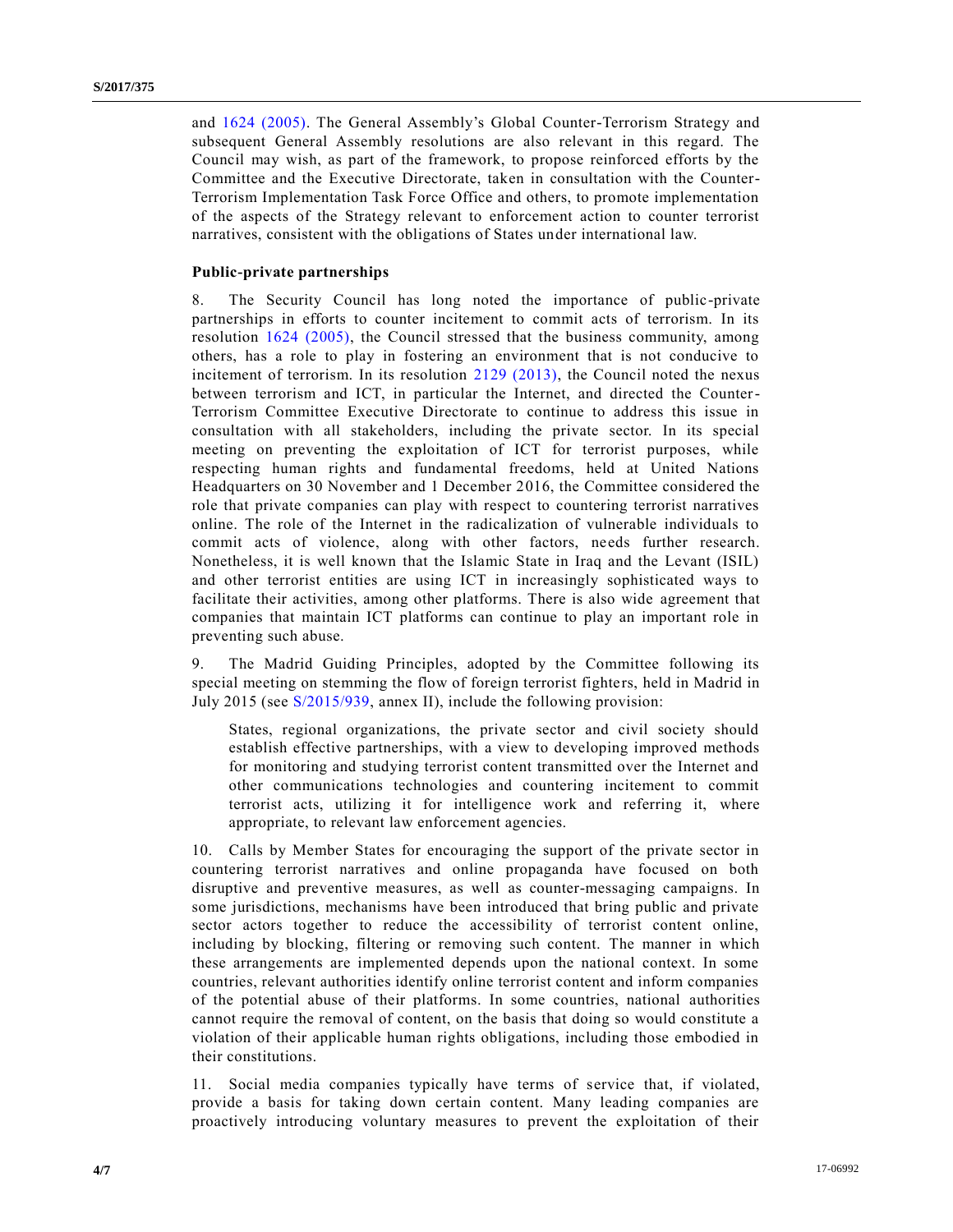and 1624 (2005). The General Assembly's Global Counter-Terrorism Strategy and subsequent General Assembly resolutions are also relevant in this regard. The Council may wish, as part of the framework, to propose reinforced efforts by the Committee and the Executive Directorate, taken in consultation with the Counter-Terrorism Implementation Task Force Office and others, to promote implementation of the aspects of the Strategy relevant to enforcement action to counter terrorist narratives, consistent with the obligations of States under international law.

**Public-private partnerships**

8. The Security Council has long noted the importance of public-private partnerships in efforts to counter incitement to commit acts of terrorism. In its resolution 1624 (2005), the Council stressed that the business community, among others, has a role to play in fostering an environment that is not conducive to incitement of terrorism. In its resolution 2129 (2013), the Council noted the nexus between terrorism and ICT, in particular the Internet, and directed the Counter-Terrorism Committee Executive Directorate to continue to address this issue in consultation with all stakeholders, including the private sector. In its special meeting on preventing the exploitation of ICT for terrorist purposes, while respecting human rights and fundamental freedoms, held at United Nations Headquarters on 30 November and 1 December 2016, the Committee considered the role that private companies can play with respect to countering terrorist narratives online. The role of the Internet in the radicalization of vulnerable individuals to commit acts of violence, along with other factors, needs further research. Nonetheless, it is well known that the Islamic State in Iraq and the Levant (ISIL) and other terrorist entities are using ICT in increasingly sophisticated ways to facilitate their activities, among other platforms. There is also wide agreement that companies that maintain ICT platforms can continue to play an important role in preventing such abuse.

9. The Madrid Guiding Principles, adopted by the Committee following its special meeting on stemming the flow of foreign terrorist fighters, held in Madrid in July 2015 (see S/2015/939, annex II), include the following provision:

> States, regional organizations, the private sector and civil society should establish effective partnerships, with a view to developing improved methods for monitoring and studying terrorist content transmitted over the Internet and other communications technologies and countering incitement to commit terrorist acts, utilizing it for intelligence work and referring it, where appropriate, to relevant law enforcement agencies.

10. Calls by Member States for encouraging the support of the private sector in countering terrorist narratives and online propaganda have focused on both disruptive and preventive measures, as well as counter-messaging campaigns. In some jurisdictions, mechanisms have been introduced that bring public and private sector actors together to reduce the accessibility of terrorist content online, including by blocking, filtering or removing such content. The manner in which these arrangements are implemented depends upon the national context. In some countries, relevant authorities identify online terrorist content and inform companies of the potential abuse of their platforms. In some countries, national authorities cannot require the removal of content, on the basis that doing so would constitute a violation of their applicable human rights obligations, including those embodied in their constitutions.

11. Social media companies typically have terms of service that, if violated, provide a basis for taking down certain content. Many leading companies are proactively introducing voluntary measures to prevent the exploitation of their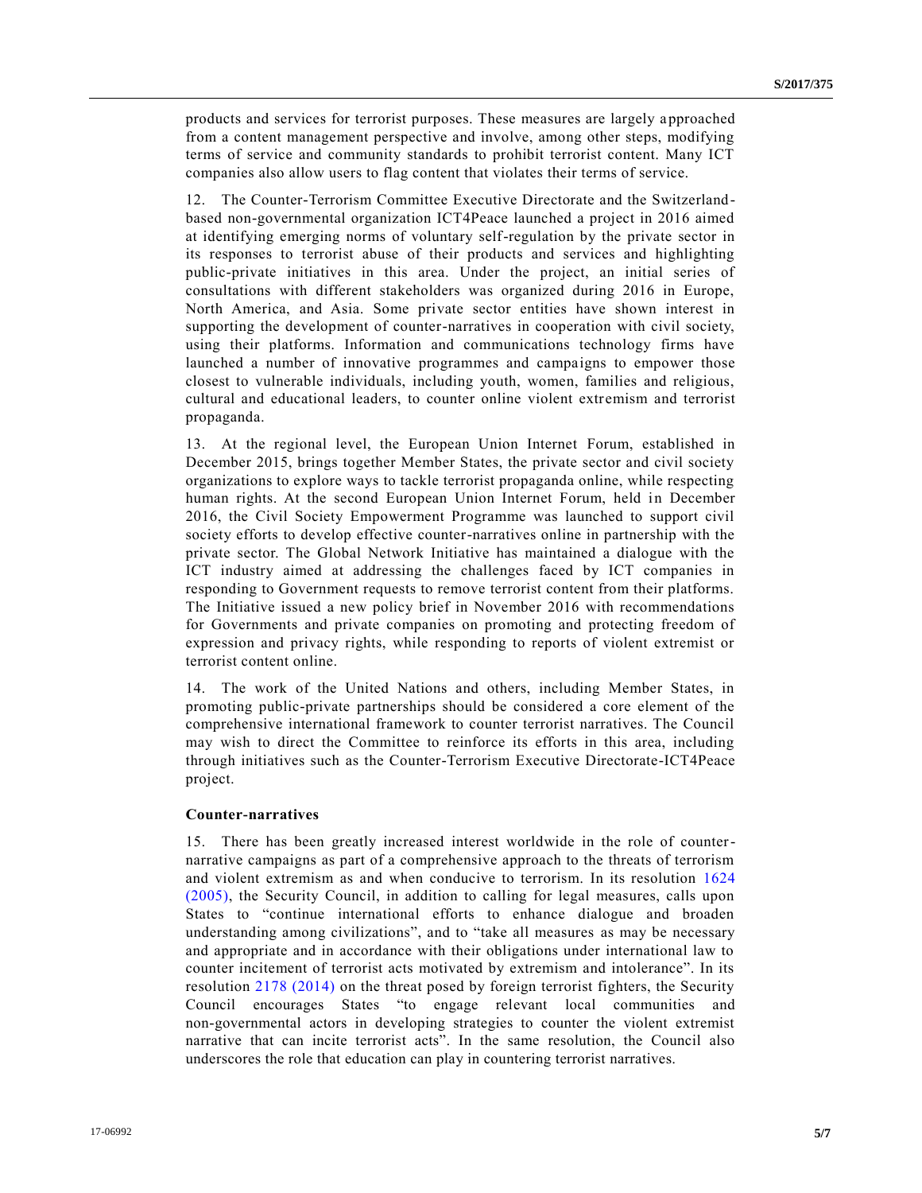products and services for terrorist purposes. These measures are largely approached from a content management perspective and involve, among other steps, modifying terms of service and community standards to prohibit terrorist content. Many ICT companies also allow users to flag content that violates their terms of service.

12. The Counter-Terrorism Committee Executive Directorate and the Switzerland-based non-governmental organization ICT4Peace launched a project in 2016 aimed at identifying emerging norms of voluntary self-regulation by the private sector in its responses to terrorist abuse of their products and services and highlighting public-private initiatives in this area. Under the project, an initial series of consultations with different stakeholders was organized during 2016 in Europe, North America, and Asia. Some private sector entities have shown interest in supporting the development of counter-narratives in cooperation with civil society, using their platforms. Information and communications technology firms have launched a number of innovative programmes and campaigns to empower those closest to vulnerable individuals, including youth, women, families and religious, cultural and educational leaders, to counter online violent extremism and terrorist propaganda.

13. At the regional level, the European Union Internet Forum, established in December 2015, brings together Member States, the private sector and civil society organizations to explore ways to tackle terrorist propaganda online, while respecting human rights. At the second European Union Internet Forum, held in December 2016, the Civil Society Empowerment Programme was launched to support civil society efforts to develop effective counter-narratives online in partnership with the private sector. The Global Network Initiative has maintained a dialogue with the ICT industry aimed at addressing the challenges faced by ICT companies in responding to Government requests to remove terrorist content from their platforms. The Initiative issued a new policy brief in November 2016 with recommendations for Governments and private companies on promoting and protecting freedom of expression and privacy rights, while responding to reports of violent extremist or terrorist content online.

14. The work of the United Nations and others, including Member States, in promoting public-private partnerships should be considered a core element of the comprehensive international framework to counter terrorist narratives. The Council may wish to direct the Committee to reinforce its efforts in this area, including through initiatives such as the Counter-Terrorism Executive Directorate-ICT4Peace project.

**Counter-narratives**

15. There has been greatly increased interest worldwide in the role of counter-narrative campaigns as part of a comprehensive approach to the threats of terrorism and violent extremism as and when conducive to terrorism. In its resolution 1624 (2005), the Security Council, in addition to calling for legal measures, calls upon States to "continue international efforts to enhance dialogue and broaden understanding among civilizations", and to "take all measures as may be necessary and appropriate and in accordance with their obligations under international law to counter incitement of terrorist acts motivated by extremism and intolerance". In its resolution 2178 (2014) on the threat posed by foreign terrorist fighters, the Security Council encourages States "to engage relevant local communities and non-governmental actors in developing strategies to counter the violent extremist narrative that can incite terrorist acts". In the same resolution, the Council also underscores the role that education can play in countering terrorist narratives.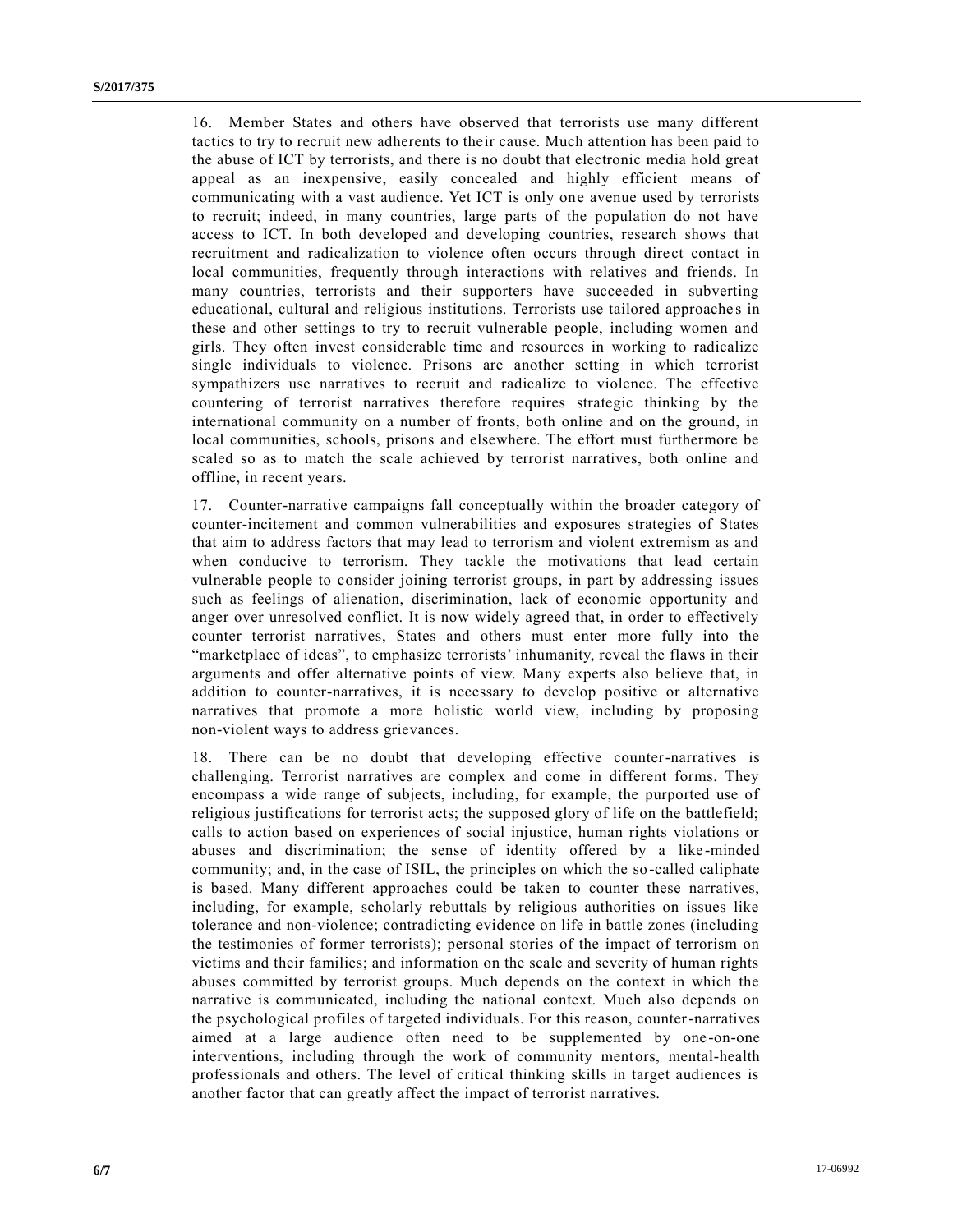16. Member States and others have observed that terrorists use many different tactics to try to recruit new adherents to their cause. Much attention has been paid to the abuse of ICT by terrorists, and there is no doubt that electronic media hold great appeal as an inexpensive, easily concealed and highly efficient means of communicating with a vast audience. Yet ICT is only one avenue used by terrorists to recruit; indeed, in many countries, large parts of the population do not have access to ICT. In both developed and developing countries, research shows that recruitment and radicalization to violence often occurs through direct contact in local communities, frequently through interactions with relatives and friends. In many countries, terrorists and their supporters have succeeded in subverting educational, cultural and religious institutions. Terrorists use tailored approaches in these and other settings to try to recruit vulnerable people, including women and girls. They often invest considerable time and resources in working to radicalize single individuals to violence. Prisons are another setting in which terrorist sympathizers use narratives to recruit and radicalize to violence. The effective countering of terrorist narratives therefore requires strategic thinking by the international community on a number of fronts, both online and on the ground, in local communities, schools, prisons and elsewhere. The effort must furthermore be scaled so as to match the scale achieved by terrorist narratives, both online and offline, in recent years.

17. Counter-narrative campaigns fall conceptually within the broader category of counter-incitement and common vulnerabilities and exposures strategies of States that aim to address factors that may lead to terrorism and violent extremism as and when conducive to terrorism. They tackle the motivations that lead certain vulnerable people to consider joining terrorist groups, in part by addressing issues such as feelings of alienation, discrimination, lack of economic opportunity and anger over unresolved conflict. It is now widely agreed that, in order to effectively counter terrorist narratives, States and others must enter more fully into the "marketplace of ideas", to emphasize terrorists' inhumanity, reveal the flaws in their arguments and offer alternative points of view. Many experts also believe that, in addition to counter-narratives, it is necessary to develop positive or alternative narratives that promote a more holistic world view, including by proposing non-violent ways to address grievances.

18. There can be no doubt that developing effective counter-narratives is challenging. Terrorist narratives are complex and come in different forms. They encompass a wide range of subjects, including, for example, the purported use of religious justifications for terrorist acts; the supposed glory of life on the battlefield; calls to action based on experiences of social injustice, human rights violations or abuses and discrimination; the sense of identity offered by a like-minded community; and, in the case of ISIL, the principles on which the so-called caliphate is based. Many different approaches could be taken to counter these narratives, including, for example, scholarly rebuttals by religious authorities on issues like tolerance and non-violence; contradicting evidence on life in battle zones (including the testimonies of former terrorists); personal stories of the impact of terrorism on victims and their families; and information on the scale and severity of human rights abuses committed by terrorist groups. Much depends on the context in which the narrative is communicated, including the national context. Much also depends on the psychological profiles of targeted individuals. For this reason, counter-narratives aimed at a large audience often need to be supplemented by one-on-one interventions, including through the work of community mentors, mental-health professionals and others. The level of critical thinking skills in target audiences is another factor that can greatly affect the impact of terrorist narratives.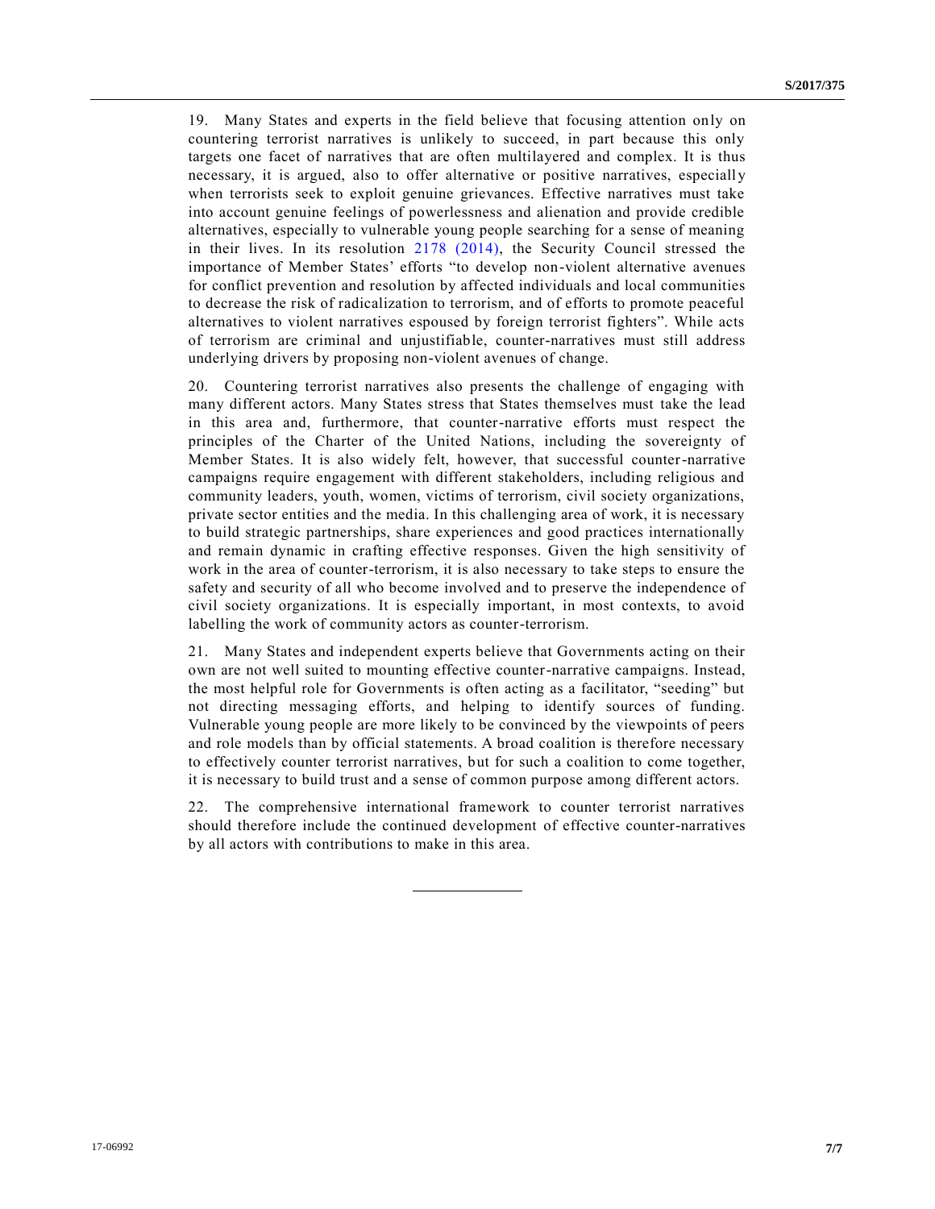19. Many States and experts in the field believe that focusing attention only on countering terrorist narratives is unlikely to succeed, in part because this only targets one facet of narratives that are often multilayered and complex. It is thus necessary, it is argued, also to offer alternative or positive narratives, especially when terrorists seek to exploit genuine grievances. Effective narratives must take into account genuine feelings of powerlessness and alienation and provide credible alternatives, especially to vulnerable young people searching for a sense of meaning in their lives. In its resolution 2178 (2014), the Security Council stressed the importance of Member States' efforts "to develop non-violent alternative avenues for conflict prevention and resolution by affected individuals and local communities to decrease the risk of radicalization to terrorism, and of efforts to promote peaceful alternatives to violent narratives espoused by foreign terrorist fighters". While acts of terrorism are criminal and unjustifiable, counter-narratives must still address underlying drivers by proposing non-violent avenues of change.

20. Countering terrorist narratives also presents the challenge of engaging with many different actors. Many States stress that States themselves must take the lead in this area and, furthermore, that counter-narrative efforts must respect the principles of the Charter of the United Nations, including the sovereignty of Member States. It is also widely felt, however, that successful counter-narrative campaigns require engagement with different stakeholders, including religious and community leaders, youth, women, victims of terrorism, civil society organizations, private sector entities and the media. In this challenging area of work, it is necessary to build strategic partnerships, share experiences and good practices internationally and remain dynamic in crafting effective responses. Given the high sensitivity of work in the area of counter-terrorism, it is also necessary to take steps to ensure the safety and security of all who become involved and to preserve the independence of civil society organizations. It is especially important, in most contexts, to avoid labelling the work of community actors as counter-terrorism.

21. Many States and independent experts believe that Governments acting on their own are not well suited to mounting effective counter-narrative campaigns. Instead, the most helpful role for Governments is often acting as a facilitator, "seeding" but not directing messaging efforts, and helping to identify sources of funding. Vulnerable young people are more likely to be convinced by the viewpoints of peers and role models than by official statements. A broad coalition is therefore necessary to effectively counter terrorist narratives, but for such a coalition to come together, it is necessary to build trust and a sense of common purpose among different actors.

22. The comprehensive international framework to counter terrorist narratives should therefore include the continued development of effective counter-narratives by all actors with contributions to make in this area.